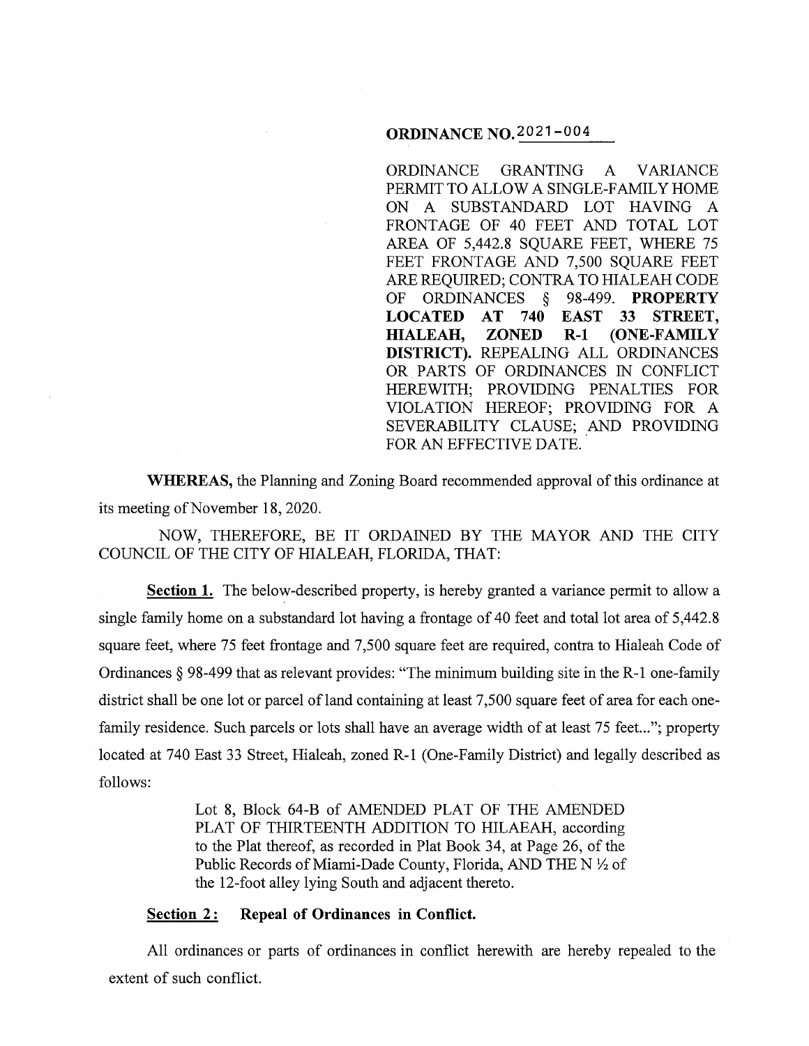# ORDINANCE NO. 2021-004

ORDINANCE GRANTING A VARIANCE PERMIT TO ALLOW A SINGLE-FAMILY HOME ON A SUBSTANDARD LOT HAVING A FRONTAGE OF 40 FEET AND TOTAL LOT AREA OF 5,442.8 SQUARE FEET, WHERE 75 FEET FRONTAGE AND 7,500 SQUARE FEET ARE REQUIRED; CONTRA TO HIALEAH CODE OF ORDINANCES § 98-499. **PROPERTY LOCATED AT 740 EAST 33 STREET, HIALEAH, ZONED R-1 (ONE-FAMILY DISTRICT).** REPEALING ALL ORDINANCES OR PARTS OF ORDINANCES IN CONFLICT HEREWITH; PROVIDING PENALTIES FOR VIOLATION HEREOF; PROVIDING FOR A SEVERABILITY CLAUSE; AND PROVIDING FOR AN EFFECTIVE DATE.

**WHEREAS,** the Planning and Zoning Board recommended approval of this ordinance at its meeting of November 18, 2020.

NOW, THEREFORE, BE IT ORDAINED BY THE MAYOR AND THE CITY COUNCIL OF THE CITY OF HIALEAH, FLORIDA, THAT:

**Section 1.** The below-described property, is hereby granted a variance permit to allow a single family home on a substandard lot having a frontage of 40 feet and total lot area of 5,442.8 square feet, where 75 feet frontage and 7,500 square feet are required, contra to Hialeah Code of Ordinances § 98-499 that as relevant provides: "The minimum building site in the R-1 one-family district shall be one lot or parcel of land containing at least 7,500 square feet of area for each one-family residence. Such parcels or lots shall have an average width of at least 75 feet..."; property located at 740 East 33 Street, Hialeah, zoned R-1 (One-Family District) and legally described as follows:

> Lot 8, Block 64-B of AMENDED PLAT OF THE AMENDED PLAT OF THIRTEENTH ADDITION TO HILAEAH, according to the Plat thereof, as recorded in Plat Book 34, at Page 26, of the Public Records of Miami-Dade County, Florida, AND THE N ½ of the 12-foot alley lying South and adjacent thereto.

**Section 2: Repeal of Ordinances in Conflict.**

All ordinances or parts of ordinances in conflict herewith are hereby repealed to the extent of such conflict.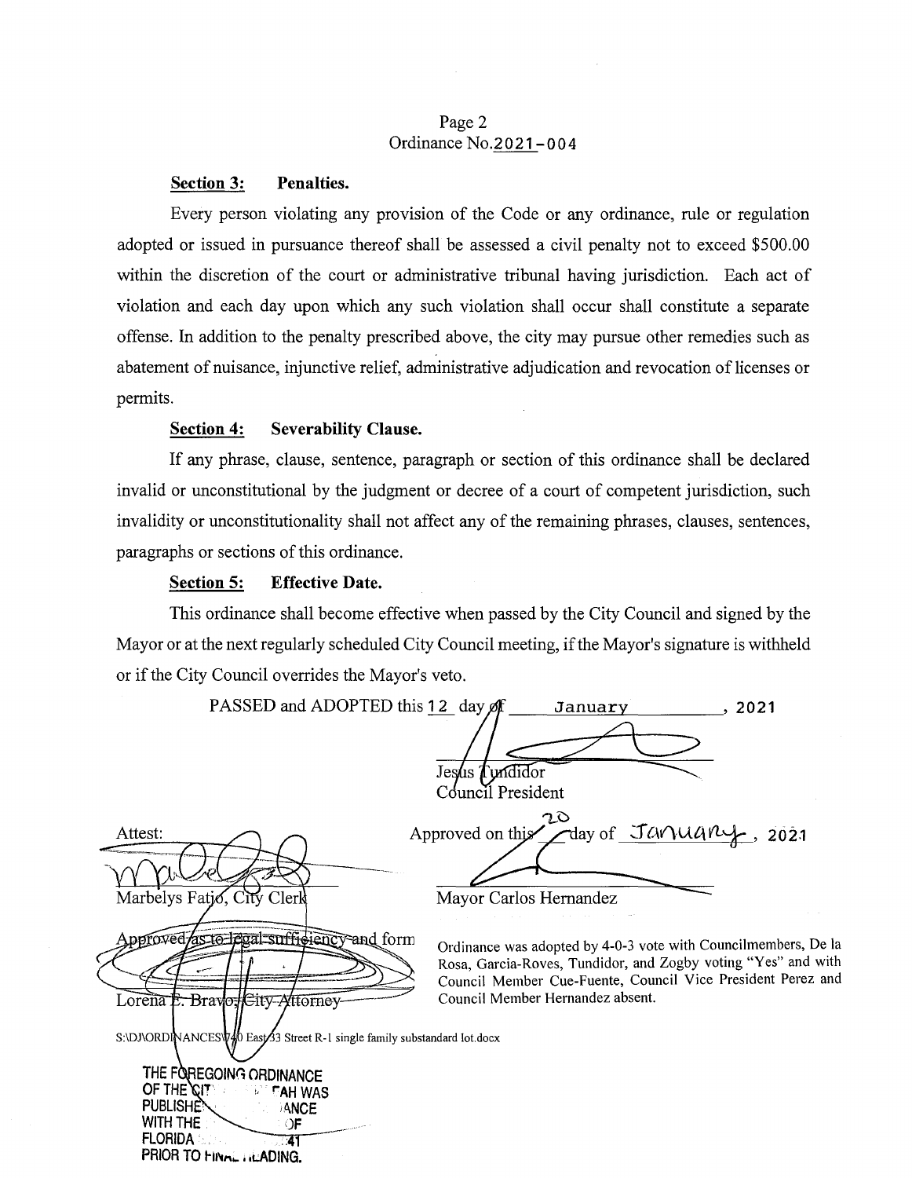Page 2
Ordinance No.2021-004

**Section 3: Penalties.**

Every person violating any provision of the Code or any ordinance, rule or regulation adopted or issued in pursuance thereof shall be assessed a civil penalty not to exceed $500.00 within the discretion of the court or administrative tribunal having jurisdiction. Each act of violation and each day upon which any such violation shall occur shall constitute a separate offense. In addition to the penalty prescribed above, the city may pursue other remedies such as abatement of nuisance, injunctive relief, administrative adjudication and revocation of licenses or permits.

**Section 4: Severability Clause.**

If any phrase, clause, sentence, paragraph or section of this ordinance shall be declared invalid or unconstitutional by the judgment or decree of a court of competent jurisdiction, such invalidity or unconstitutionality shall not affect any of the remaining phrases, clauses, sentences, paragraphs or sections of this ordinance.

**Section 5: Effective Date.**

This ordinance shall become effective when passed by the City Council and signed by the Mayor or at the next regularly scheduled City Council meeting, if the Mayor's signature is withheld or if the City Council overrides the Mayor's veto.

PASSED and ADOPTED this 12 day of January, 2021

Jesus Tundidor
Council President

Attest:

Marbelys Fatjo, City Clerk

Approved on this 20 day of January, 2021

Mayor Carlos Hernandez

Approved as to legal sufficiency and form

Lorena E. Bravo, City Attorney

Ordinance was adopted by 4-0-3 vote with Councilmembers, De la Rosa, Garcia-Roves, Tundidor, and Zogby voting "Yes" and with Council Member Cue-Fuente, Council Vice President Perez and Council Member Hernandez absent.

S:\DJ\ORDINANCES\740 East 33 Street R-1 single family substandard lot.docx

THE FOREGOING ORDINANCE
OF THE CIT[...]AH WAS
PUBLISHE[...]ANCE
WITH THE [...]OF
FLORIDA [...]41
PRIOR TO FINAL READING.